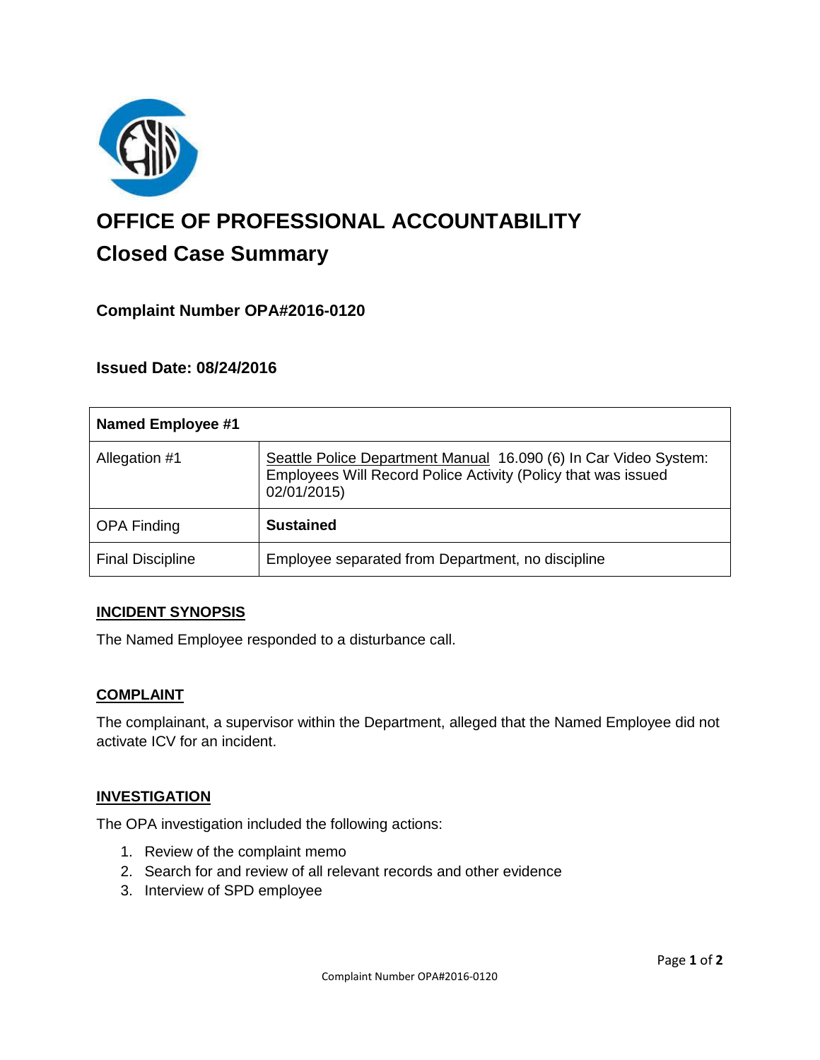# OFFICE OF PROFESSIONAL ACCOUNTABILITY

## Closed Case Summary

### Complaint Number OPA#2016-0120

### Issued Date: 08/24/2016

| Named Employee #1 | |
|---|---|
| Allegation #1 | Seattle Police Department Manual 16.090 (6) In Car Video System: Employees Will Record Police Activity (Policy that was issued 02/01/2015) |
| OPA Finding | **Sustained** |
| Final Discipline | Employee separated from Department, no discipline |

**INCIDENT SYNOPSIS**

The Named Employee responded to a disturbance call.

**COMPLAINT**

The complainant, a supervisor within the Department, alleged that the Named Employee did not activate ICV for an incident.

**INVESTIGATION**

The OPA investigation included the following actions:

1. Review of the complaint memo
2. Search for and review of all relevant records and other evidence
3. Interview of SPD employee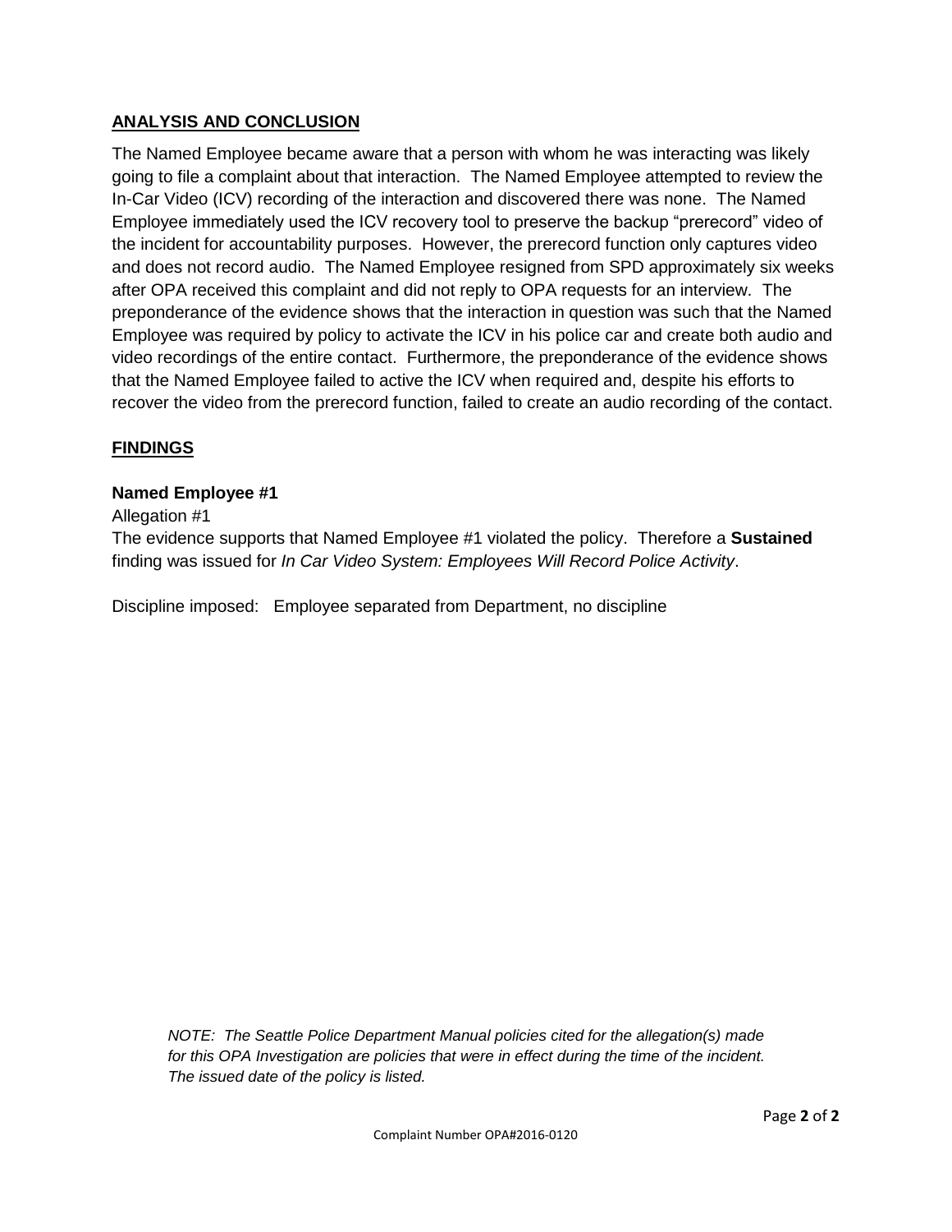## ANALYSIS AND CONCLUSION

The Named Employee became aware that a person with whom he was interacting was likely going to file a complaint about that interaction. The Named Employee attempted to review the In-Car Video (ICV) recording of the interaction and discovered there was none. The Named Employee immediately used the ICV recovery tool to preserve the backup "prerecord" video of the incident for accountability purposes. However, the prerecord function only captures video and does not record audio. The Named Employee resigned from SPD approximately six weeks after OPA received this complaint and did not reply to OPA requests for an interview. The preponderance of the evidence shows that the interaction in question was such that the Named Employee was required by policy to activate the ICV in his police car and create both audio and video recordings of the entire contact. Furthermore, the preponderance of the evidence shows that the Named Employee failed to active the ICV when required and, despite his efforts to recover the video from the prerecord function, failed to create an audio recording of the contact.

## FINDINGS

### Named Employee #1

Allegation #1

The evidence supports that Named Employee #1 violated the policy. Therefore a **Sustained** finding was issued for *In Car Video System: Employees Will Record Police Activity*.

Discipline imposed: Employee separated from Department, no discipline

*NOTE: The Seattle Police Department Manual policies cited for the allegation(s) made for this OPA Investigation are policies that were in effect during the time of the incident. The issued date of the policy is listed.*

Complaint Number OPA#2016-0120